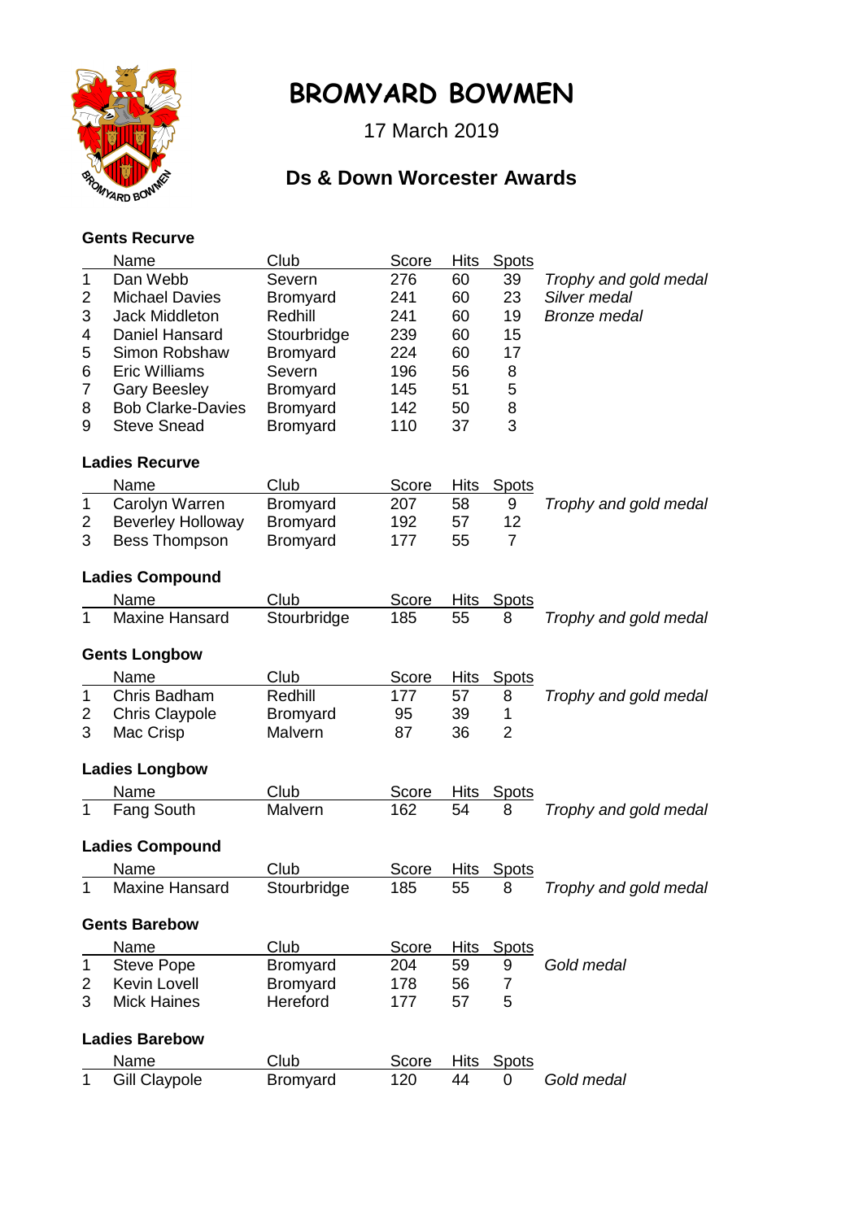# BROMYARD BOWMEN

17 March 2019

## Ds & Down Worcester Awards

### Gents Recurve

| | Name | Club | Score | Hits | Spots | |
|---|---|---|---|---|---|---|
| 1 | Dan Webb | Severn | 276 | 60 | 39 | *Trophy and gold medal* |
| 2 | Michael Davies | Bromyard | 241 | 60 | 23 | *Silver medal* |
| 3 | Jack Middleton | Redhill | 241 | 60 | 19 | *Bronze medal* |
| 4 | Daniel Hansard | Stourbridge | 239 | 60 | 15 | |
| 5 | Simon Robshaw | Bromyard | 224 | 60 | 17 | |
| 6 | Eric Williams | Severn | 196 | 56 | 8 | |
| 7 | Gary Beesley | Bromyard | 145 | 51 | 5 | |
| 8 | Bob Clarke-Davies | Bromyard | 142 | 50 | 8 | |
| 9 | Steve Snead | Bromyard | 110 | 37 | 3 | |

### Ladies Recurve

| | Name | Club | Score | Hits | Spots | |
|---|---|---|---|---|---|---|
| 1 | Carolyn Warren | Bromyard | 207 | 58 | 9 | *Trophy and gold medal* |
| 2 | Beverley Holloway | Bromyard | 192 | 57 | 12 | |
| 3 | Bess Thompson | Bromyard | 177 | 55 | 7 | |

### Ladies Compound

| | Name | Club | Score | Hits | Spots | |
|---|---|---|---|---|---|---|
| 1 | Maxine Hansard | Stourbridge | 185 | 55 | 8 | *Trophy and gold medal* |

### Gents Longbow

| | Name | Club | Score | Hits | Spots | |
|---|---|---|---|---|---|---|
| 1 | Chris Badham | Redhill | 177 | 57 | 8 | *Trophy and gold medal* |
| 2 | Chris Claypole | Bromyard | 95 | 39 | 1 | |
| 3 | Mac Crisp | Malvern | 87 | 36 | 2 | |

### Ladies Longbow

| | Name | Club | Score | Hits | Spots | |
|---|---|---|---|---|---|---|
| 1 | Fang South | Malvern | 162 | 54 | 8 | *Trophy and gold medal* |

### Ladies Compound

| | Name | Club | Score | Hits | Spots | |
|---|---|---|---|---|---|---|
| 1 | Maxine Hansard | Stourbridge | 185 | 55 | 8 | *Trophy and gold medal* |

### Gents Barebow

| | Name | Club | Score | Hits | Spots | |
|---|---|---|---|---|---|---|
| 1 | Steve Pope | Bromyard | 204 | 59 | 9 | *Gold medal* |
| 2 | Kevin Lovell | Bromyard | 178 | 56 | 7 | |
| 3 | Mick Haines | Hereford | 177 | 57 | 5 | |

### Ladies Barebow

| | Name | Club | Score | Hits | Spots | |
|---|---|---|---|---|---|---|
| 1 | Gill Claypole | Bromyard | 120 | 44 | 0 | *Gold medal* |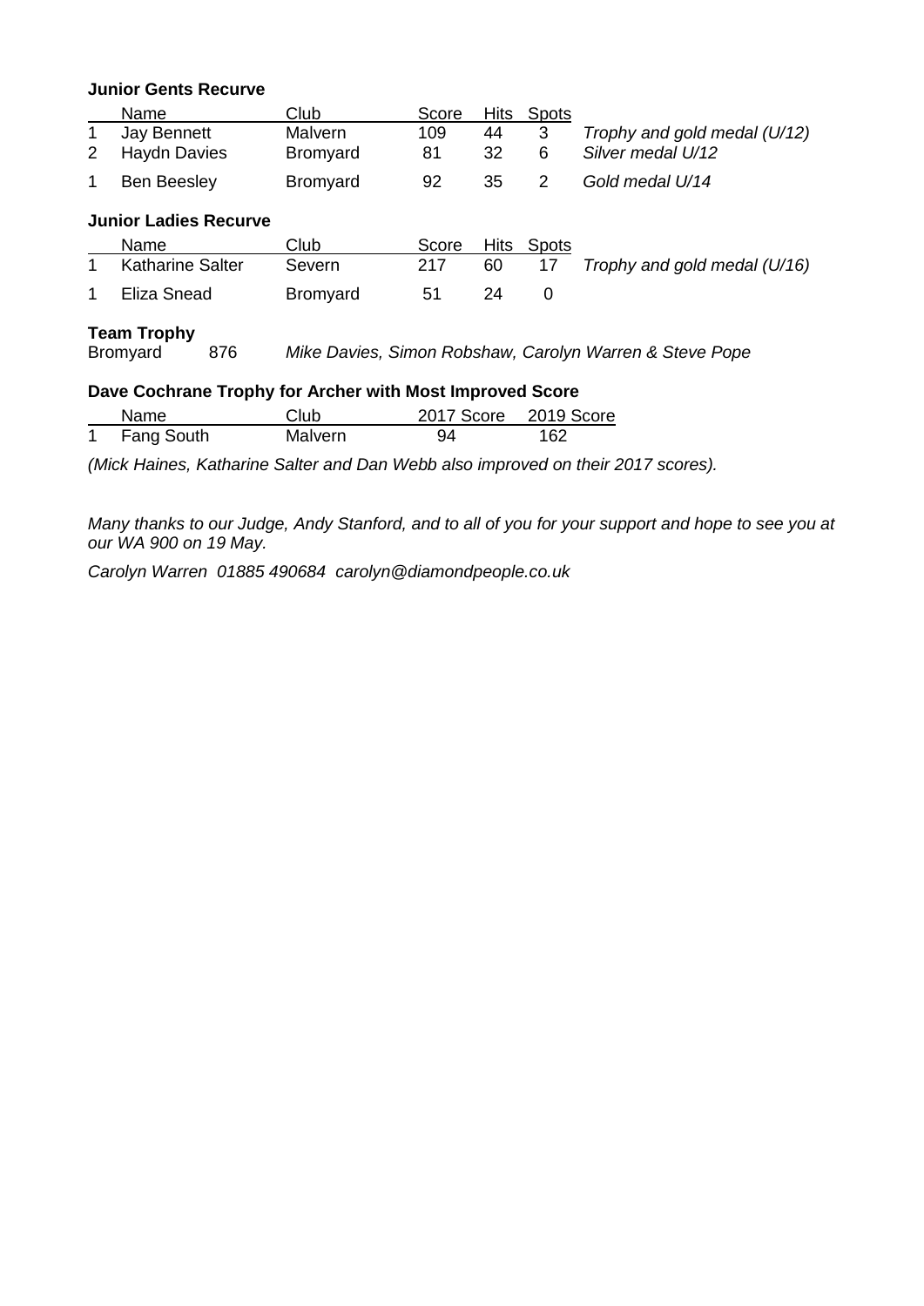**Junior Gents Recurve**

| | Name | Club | Score | Hits | Spots | |
|---|---|---|---|---|---|---|
| 1 | Jay Bennett | Malvern | 109 | 44 | 3 | *Trophy and gold medal (U/12)* |
| 2 | Haydn Davies | Bromyard | 81 | 32 | 6 | *Silver medal U/12* |
| 1 | Ben Beesley | Bromyard | 92 | 35 | 2 | *Gold medal U/14* |

**Junior Ladies Recurve**

| | Name | Club | Score | Hits | Spots | |
|---|---|---|---|---|---|---|
| 1 | Katharine Salter | Severn | 217 | 60 | 17 | *Trophy and gold medal (U/16)* |
| 1 | Eliza Snead | Bromyard | 51 | 24 | 0 | |

**Team Trophy**

Bromyard 876 *Mike Davies, Simon Robshaw, Carolyn Warren & Steve Pope*

**Dave Cochrane Trophy for Archer with Most Improved Score**

| | Name | Club | 2017 Score | 2019 Score |
|---|---|---|---|---|
| 1 | Fang South | Malvern | 94 | 162 |

*(Mick Haines, Katharine Salter and Dan Webb also improved on their 2017 scores).*

*Many thanks to our Judge, Andy Stanford, and to all of you for your support and hope to see you at our WA 900 on 19 May.*

*Carolyn Warren 01885 490684 carolyn@diamondpeople.co.uk*